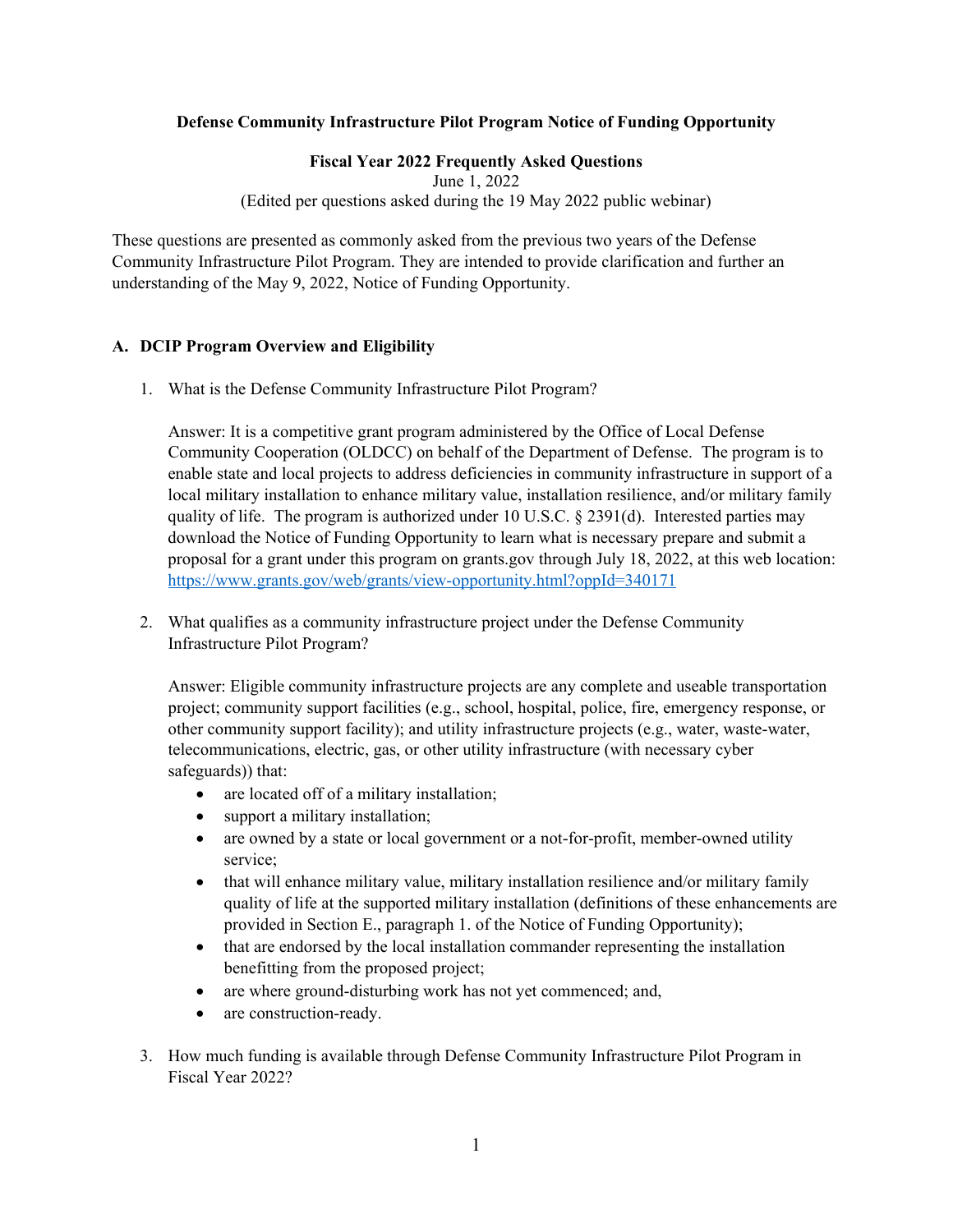**Defense Community Infrastructure Pilot Program Notice of Funding Opportunity**

**Fiscal Year 2022 Frequently Asked Questions**
June 1, 2022
(Edited per questions asked during the 19 May 2022 public webinar)

These questions are presented as commonly asked from the previous two years of the Defense Community Infrastructure Pilot Program. They are intended to provide clarification and further an understanding of the May 9, 2022, Notice of Funding Opportunity.

## A. DCIP Program Overview and Eligibility

1. What is the Defense Community Infrastructure Pilot Program?

   Answer: It is a competitive grant program administered by the Office of Local Defense Community Cooperation (OLDCC) on behalf of the Department of Defense. The program is to enable state and local projects to address deficiencies in community infrastructure in support of a local military installation to enhance military value, installation resilience, and/or military family quality of life. The program is authorized under 10 U.S.C. § 2391(d). Interested parties may download the Notice of Funding Opportunity to learn what is necessary prepare and submit a proposal for a grant under this program on grants.gov through July 18, 2022, at this web location: [https://www.grants.gov/web/grants/view-opportunity.html?oppId=340171](https://www.grants.gov/web/grants/view-opportunity.html?oppId=340171)

2. What qualifies as a community infrastructure project under the Defense Community Infrastructure Pilot Program?

   Answer: Eligible community infrastructure projects are any complete and useable transportation project; community support facilities (e.g., school, hospital, police, fire, emergency response, or other community support facility); and utility infrastructure projects (e.g., water, waste-water, telecommunications, electric, gas, or other utility infrastructure (with necessary cyber safeguards)) that:
   - are located off of a military installation;
   - support a military installation;
   - are owned by a state or local government or a not-for-profit, member-owned utility service;
   - that will enhance military value, military installation resilience and/or military family quality of life at the supported military installation (definitions of these enhancements are provided in Section E., paragraph 1. of the Notice of Funding Opportunity);
   - that are endorsed by the local installation commander representing the installation benefitting from the proposed project;
   - are where ground-disturbing work has not yet commenced; and,
   - are construction-ready.

3. How much funding is available through Defense Community Infrastructure Pilot Program in Fiscal Year 2022?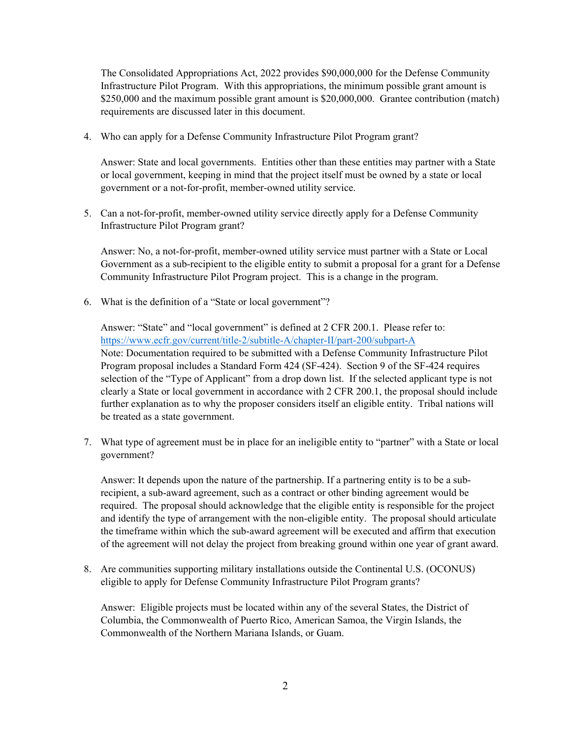The Consolidated Appropriations Act, 2022 provides $90,000,000 for the Defense Community Infrastructure Pilot Program. With this appropriations, the minimum possible grant amount is $250,000 and the maximum possible grant amount is $20,000,000. Grantee contribution (match) requirements are discussed later in this document.

4. Who can apply for a Defense Community Infrastructure Pilot Program grant?

   Answer: State and local governments. Entities other than these entities may partner with a State or local government, keeping in mind that the project itself must be owned by a state or local government or a not-for-profit, member-owned utility service.

5. Can a not-for-profit, member-owned utility service directly apply for a Defense Community Infrastructure Pilot Program grant?

   Answer: No, a not-for-profit, member-owned utility service must partner with a State or Local Government as a sub-recipient to the eligible entity to submit a proposal for a grant for a Defense Community Infrastructure Pilot Program project. This is a change in the program.

6. What is the definition of a "State or local government"?

   Answer: "State" and "local government" is defined at 2 CFR 200.1. Please refer to: https://www.ecfr.gov/current/title-2/subtitle-A/chapter-II/part-200/subpart-A
   Note: Documentation required to be submitted with a Defense Community Infrastructure Pilot Program proposal includes a Standard Form 424 (SF-424). Section 9 of the SF-424 requires selection of the "Type of Applicant" from a drop down list. If the selected applicant type is not clearly a State or local government in accordance with 2 CFR 200.1, the proposal should include further explanation as to why the proposer considers itself an eligible entity. Tribal nations will be treated as a state government.

7. What type of agreement must be in place for an ineligible entity to "partner" with a State or local government?

   Answer: It depends upon the nature of the partnership. If a partnering entity is to be a sub-recipient, a sub-award agreement, such as a contract or other binding agreement would be required. The proposal should acknowledge that the eligible entity is responsible for the project and identify the type of arrangement with the non-eligible entity. The proposal should articulate the timeframe within which the sub-award agreement will be executed and affirm that execution of the agreement will not delay the project from breaking ground within one year of grant award.

8. Are communities supporting military installations outside the Continental U.S. (OCONUS) eligible to apply for Defense Community Infrastructure Pilot Program grants?

   Answer: Eligible projects must be located within any of the several States, the District of Columbia, the Commonwealth of Puerto Rico, American Samoa, the Virgin Islands, the Commonwealth of the Northern Mariana Islands, or Guam.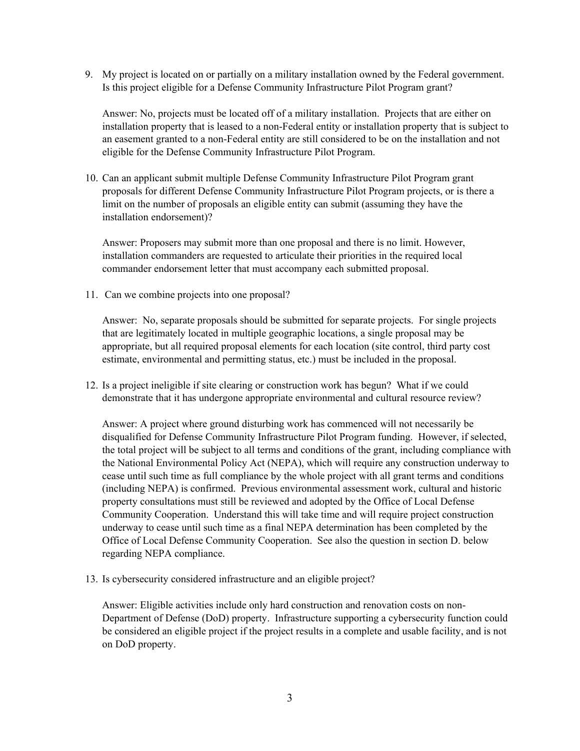9. My project is located on or partially on a military installation owned by the Federal government. Is this project eligible for a Defense Community Infrastructure Pilot Program grant?

   Answer: No, projects must be located off of a military installation. Projects that are either on installation property that is leased to a non-Federal entity or installation property that is subject to an easement granted to a non-Federal entity are still considered to be on the installation and not eligible for the Defense Community Infrastructure Pilot Program.

10. Can an applicant submit multiple Defense Community Infrastructure Pilot Program grant proposals for different Defense Community Infrastructure Pilot Program projects, or is there a limit on the number of proposals an eligible entity can submit (assuming they have the installation endorsement)?

    Answer: Proposers may submit more than one proposal and there is no limit. However, installation commanders are requested to articulate their priorities in the required local commander endorsement letter that must accompany each submitted proposal.

11. Can we combine projects into one proposal?

    Answer: No, separate proposals should be submitted for separate projects. For single projects that are legitimately located in multiple geographic locations, a single proposal may be appropriate, but all required proposal elements for each location (site control, third party cost estimate, environmental and permitting status, etc.) must be included in the proposal.

12. Is a project ineligible if site clearing or construction work has begun? What if we could demonstrate that it has undergone appropriate environmental and cultural resource review?

    Answer: A project where ground disturbing work has commenced will not necessarily be disqualified for Defense Community Infrastructure Pilot Program funding. However, if selected, the total project will be subject to all terms and conditions of the grant, including compliance with the National Environmental Policy Act (NEPA), which will require any construction underway to cease until such time as full compliance by the whole project with all grant terms and conditions (including NEPA) is confirmed. Previous environmental assessment work, cultural and historic property consultations must still be reviewed and adopted by the Office of Local Defense Community Cooperation. Understand this will take time and will require project construction underway to cease until such time as a final NEPA determination has been completed by the Office of Local Defense Community Cooperation. See also the question in section D. below regarding NEPA compliance.

13. Is cybersecurity considered infrastructure and an eligible project?

    Answer: Eligible activities include only hard construction and renovation costs on non-Department of Defense (DoD) property. Infrastructure supporting a cybersecurity function could be considered an eligible project if the project results in a complete and usable facility, and is not on DoD property.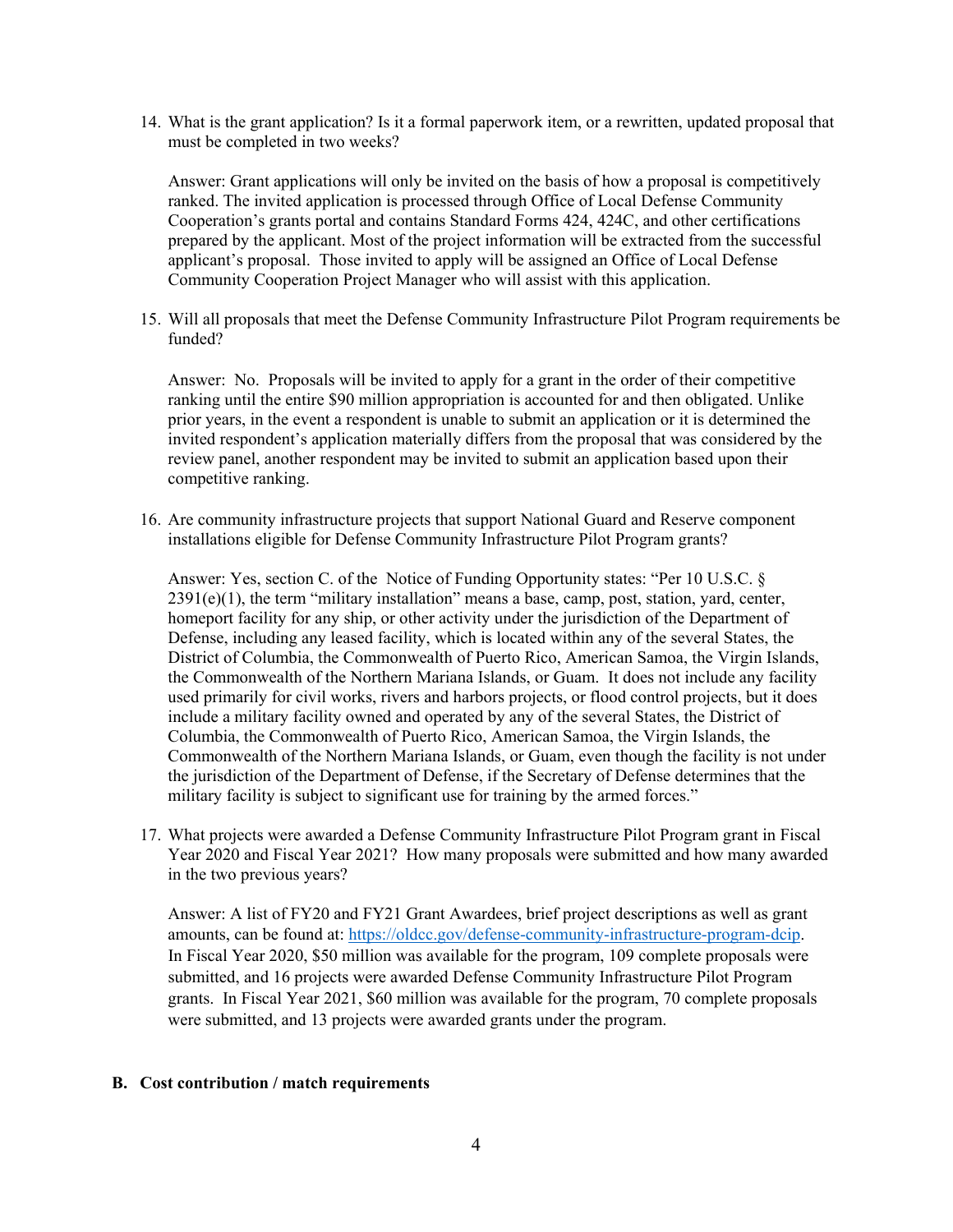14. What is the grant application? Is it a formal paperwork item, or a rewritten, updated proposal that must be completed in two weeks?

    Answer: Grant applications will only be invited on the basis of how a proposal is competitively ranked. The invited application is processed through Office of Local Defense Community Cooperation's grants portal and contains Standard Forms 424, 424C, and other certifications prepared by the applicant. Most of the project information will be extracted from the successful applicant's proposal. Those invited to apply will be assigned an Office of Local Defense Community Cooperation Project Manager who will assist with this application.

15. Will all proposals that meet the Defense Community Infrastructure Pilot Program requirements be funded?

    Answer: No. Proposals will be invited to apply for a grant in the order of their competitive ranking until the entire $90 million appropriation is accounted for and then obligated. Unlike prior years, in the event a respondent is unable to submit an application or it is determined the invited respondent's application materially differs from the proposal that was considered by the review panel, another respondent may be invited to submit an application based upon their competitive ranking.

16. Are community infrastructure projects that support National Guard and Reserve component installations eligible for Defense Community Infrastructure Pilot Program grants?

    Answer: Yes, section C. of the Notice of Funding Opportunity states: "Per 10 U.S.C. § 2391(e)(1), the term "military installation" means a base, camp, post, station, yard, center, homeport facility for any ship, or other activity under the jurisdiction of the Department of Defense, including any leased facility, which is located within any of the several States, the District of Columbia, the Commonwealth of Puerto Rico, American Samoa, the Virgin Islands, the Commonwealth of the Northern Mariana Islands, or Guam. It does not include any facility used primarily for civil works, rivers and harbors projects, or flood control projects, but it does include a military facility owned and operated by any of the several States, the District of Columbia, the Commonwealth of Puerto Rico, American Samoa, the Virgin Islands, the Commonwealth of the Northern Mariana Islands, or Guam, even though the facility is not under the jurisdiction of the Department of Defense, if the Secretary of Defense determines that the military facility is subject to significant use for training by the armed forces."

17. What projects were awarded a Defense Community Infrastructure Pilot Program grant in Fiscal Year 2020 and Fiscal Year 2021? How many proposals were submitted and how many awarded in the two previous years?

    Answer: A list of FY20 and FY21 Grant Awardees, brief project descriptions as well as grant amounts, can be found at: [https://oldcc.gov/defense-community-infrastructure-program-dcip](https://oldcc.gov/defense-community-infrastructure-program-dcip). In Fiscal Year 2020, $50 million was available for the program, 109 complete proposals were submitted, and 16 projects were awarded Defense Community Infrastructure Pilot Program grants. In Fiscal Year 2021, $60 million was available for the program, 70 complete proposals were submitted, and 13 projects were awarded grants under the program.

## B. Cost contribution / match requirements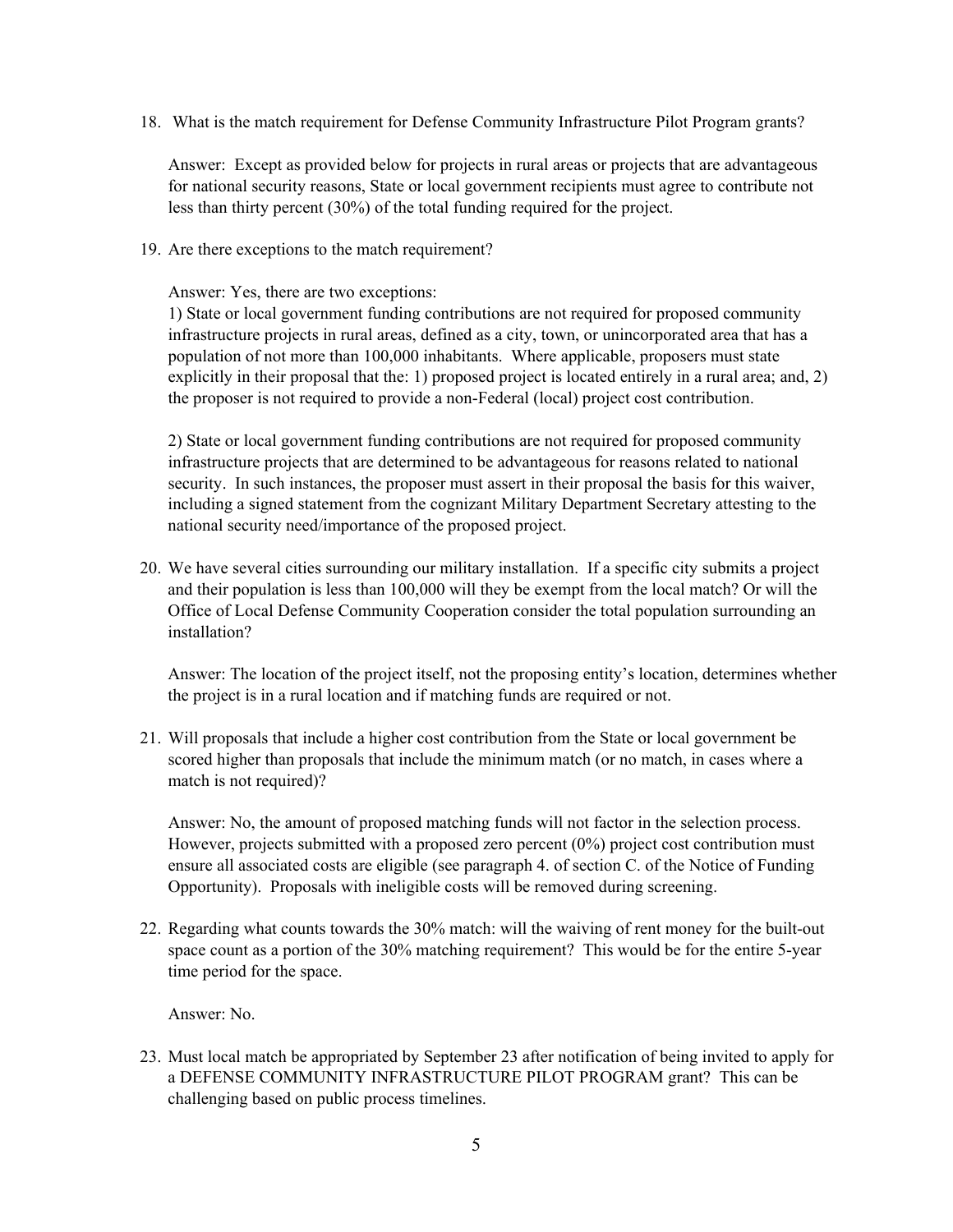18. What is the match requirement for Defense Community Infrastructure Pilot Program grants?

    Answer: Except as provided below for projects in rural areas or projects that are advantageous for national security reasons, State or local government recipients must agree to contribute not less than thirty percent (30%) of the total funding required for the project.

19. Are there exceptions to the match requirement?

    Answer: Yes, there are two exceptions:
    1) State or local government funding contributions are not required for proposed community infrastructure projects in rural areas, defined as a city, town, or unincorporated area that has a population of not more than 100,000 inhabitants. Where applicable, proposers must state explicitly in their proposal that the: 1) proposed project is located entirely in a rural area; and, 2) the proposer is not required to provide a non-Federal (local) project cost contribution.

    2) State or local government funding contributions are not required for proposed community infrastructure projects that are determined to be advantageous for reasons related to national security. In such instances, the proposer must assert in their proposal the basis for this waiver, including a signed statement from the cognizant Military Department Secretary attesting to the national security need/importance of the proposed project.

20. We have several cities surrounding our military installation. If a specific city submits a project and their population is less than 100,000 will they be exempt from the local match? Or will the Office of Local Defense Community Cooperation consider the total population surrounding an installation?

    Answer: The location of the project itself, not the proposing entity's location, determines whether the project is in a rural location and if matching funds are required or not.

21. Will proposals that include a higher cost contribution from the State or local government be scored higher than proposals that include the minimum match (or no match, in cases where a match is not required)?

    Answer: No, the amount of proposed matching funds will not factor in the selection process. However, projects submitted with a proposed zero percent (0%) project cost contribution must ensure all associated costs are eligible (see paragraph 4. of section C. of the Notice of Funding Opportunity). Proposals with ineligible costs will be removed during screening.

22. Regarding what counts towards the 30% match: will the waiving of rent money for the built-out space count as a portion of the 30% matching requirement? This would be for the entire 5-year time period for the space.

    Answer: No.

23. Must local match be appropriated by September 23 after notification of being invited to apply for a DEFENSE COMMUNITY INFRASTRUCTURE PILOT PROGRAM grant? This can be challenging based on public process timelines.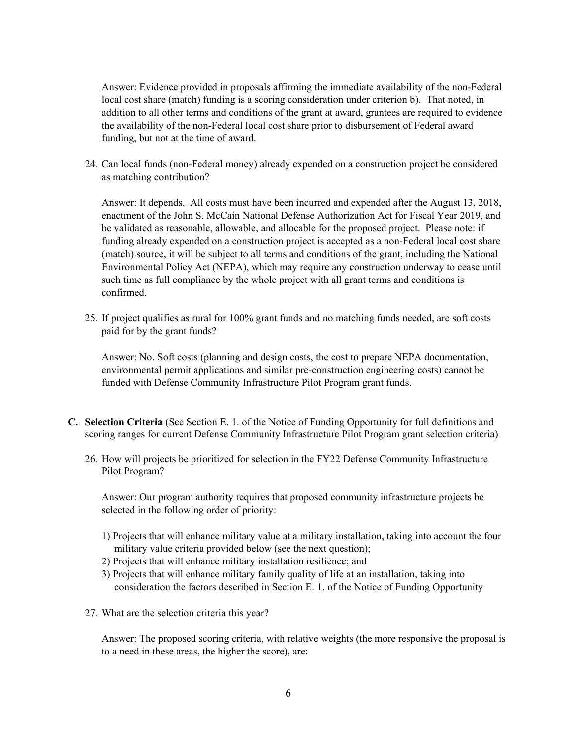Answer: Evidence provided in proposals affirming the immediate availability of the non-Federal local cost share (match) funding is a scoring consideration under criterion b). That noted, in addition to all other terms and conditions of the grant at award, grantees are required to evidence the availability of the non-Federal local cost share prior to disbursement of Federal award funding, but not at the time of award.

24. Can local funds (non-Federal money) already expended on a construction project be considered as matching contribution?

    Answer: It depends. All costs must have been incurred and expended after the August 13, 2018, enactment of the John S. McCain National Defense Authorization Act for Fiscal Year 2019, and be validated as reasonable, allowable, and allocable for the proposed project. Please note: if funding already expended on a construction project is accepted as a non-Federal local cost share (match) source, it will be subject to all terms and conditions of the grant, including the National Environmental Policy Act (NEPA), which may require any construction underway to cease until such time as full compliance by the whole project with all grant terms and conditions is confirmed.

25. If project qualifies as rural for 100% grant funds and no matching funds needed, are soft costs paid for by the grant funds?

    Answer: No. Soft costs (planning and design costs, the cost to prepare NEPA documentation, environmental permit applications and similar pre-construction engineering costs) cannot be funded with Defense Community Infrastructure Pilot Program grant funds.

**C. Selection Criteria** (See Section E. 1. of the Notice of Funding Opportunity for full definitions and scoring ranges for current Defense Community Infrastructure Pilot Program grant selection criteria)

26. How will projects be prioritized for selection in the FY22 Defense Community Infrastructure Pilot Program?

    Answer: Our program authority requires that proposed community infrastructure projects be selected in the following order of priority:

    1) Projects that will enhance military value at a military installation, taking into account the four military value criteria provided below (see the next question);
    2) Projects that will enhance military installation resilience; and
    3) Projects that will enhance military family quality of life at an installation, taking into consideration the factors described in Section E. 1. of the Notice of Funding Opportunity

27. What are the selection criteria this year?

    Answer: The proposed scoring criteria, with relative weights (the more responsive the proposal is to a need in these areas, the higher the score), are: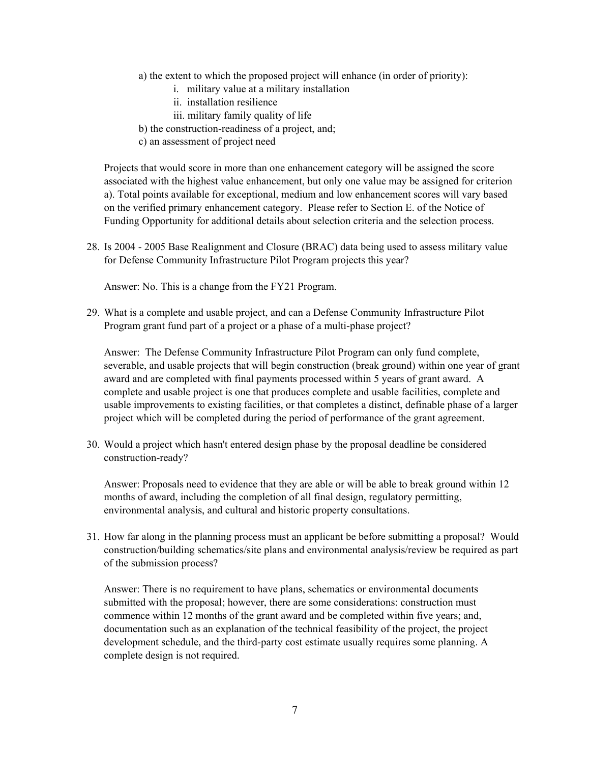a) the extent to which the proposed project will enhance (in order of priority):
   i. military value at a military installation
   ii. installation resilience
   iii. military family quality of life

b) the construction-readiness of a project, and;

c) an assessment of project need

Projects that would score in more than one enhancement category will be assigned the score associated with the highest value enhancement, but only one value may be assigned for criterion a). Total points available for exceptional, medium and low enhancement scores will vary based on the verified primary enhancement category. Please refer to Section E. of the Notice of Funding Opportunity for additional details about selection criteria and the selection process.

28. Is 2004 - 2005 Base Realignment and Closure (BRAC) data being used to assess military value for Defense Community Infrastructure Pilot Program projects this year?

    Answer: No. This is a change from the FY21 Program.

29. What is a complete and usable project, and can a Defense Community Infrastructure Pilot Program grant fund part of a project or a phase of a multi-phase project?

    Answer: The Defense Community Infrastructure Pilot Program can only fund complete, severable, and usable projects that will begin construction (break ground) within one year of grant award and are completed with final payments processed within 5 years of grant award. A complete and usable project is one that produces complete and usable facilities, complete and usable improvements to existing facilities, or that completes a distinct, definable phase of a larger project which will be completed during the period of performance of the grant agreement.

30. Would a project which hasn't entered design phase by the proposal deadline be considered construction-ready?

    Answer: Proposals need to evidence that they are able or will be able to break ground within 12 months of award, including the completion of all final design, regulatory permitting, environmental analysis, and cultural and historic property consultations.

31. How far along in the planning process must an applicant be before submitting a proposal? Would construction/building schematics/site plans and environmental analysis/review be required as part of the submission process?

    Answer: There is no requirement to have plans, schematics or environmental documents submitted with the proposal; however, there are some considerations: construction must commence within 12 months of the grant award and be completed within five years; and, documentation such as an explanation of the technical feasibility of the project, the project development schedule, and the third-party cost estimate usually requires some planning. A complete design is not required.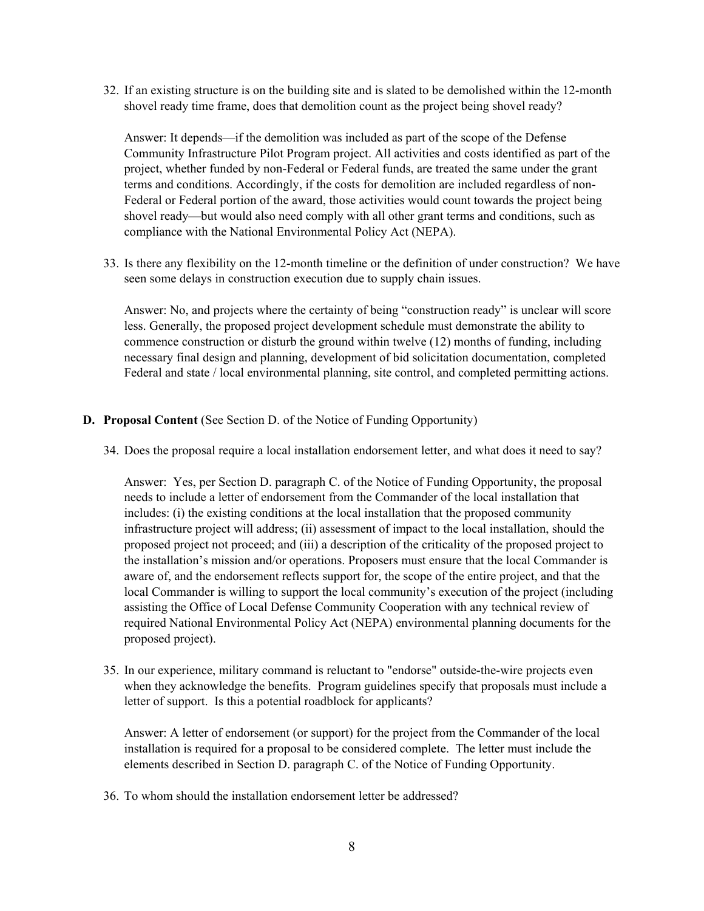32. If an existing structure is on the building site and is slated to be demolished within the 12-month shovel ready time frame, does that demolition count as the project being shovel ready?

    Answer: It depends—if the demolition was included as part of the scope of the Defense Community Infrastructure Pilot Program project. All activities and costs identified as part of the project, whether funded by non-Federal or Federal funds, are treated the same under the grant terms and conditions. Accordingly, if the costs for demolition are included regardless of non-Federal or Federal portion of the award, those activities would count towards the project being shovel ready—but would also need comply with all other grant terms and conditions, such as compliance with the National Environmental Policy Act (NEPA).

33. Is there any flexibility on the 12-month timeline or the definition of under construction? We have seen some delays in construction execution due to supply chain issues.

    Answer: No, and projects where the certainty of being "construction ready" is unclear will score less. Generally, the proposed project development schedule must demonstrate the ability to commence construction or disturb the ground within twelve (12) months of funding, including necessary final design and planning, development of bid solicitation documentation, completed Federal and state / local environmental planning, site control, and completed permitting actions.

## D. Proposal Content (See Section D. of the Notice of Funding Opportunity)

34. Does the proposal require a local installation endorsement letter, and what does it need to say?

    Answer: Yes, per Section D. paragraph C. of the Notice of Funding Opportunity, the proposal needs to include a letter of endorsement from the Commander of the local installation that includes: (i) the existing conditions at the local installation that the proposed community infrastructure project will address; (ii) assessment of impact to the local installation, should the proposed project not proceed; and (iii) a description of the criticality of the proposed project to the installation's mission and/or operations. Proposers must ensure that the local Commander is aware of, and the endorsement reflects support for, the scope of the entire project, and that the local Commander is willing to support the local community's execution of the project (including assisting the Office of Local Defense Community Cooperation with any technical review of required National Environmental Policy Act (NEPA) environmental planning documents for the proposed project).

35. In our experience, military command is reluctant to "endorse" outside-the-wire projects even when they acknowledge the benefits. Program guidelines specify that proposals must include a letter of support. Is this a potential roadblock for applicants?

    Answer: A letter of endorsement (or support) for the project from the Commander of the local installation is required for a proposal to be considered complete. The letter must include the elements described in Section D. paragraph C. of the Notice of Funding Opportunity.

36. To whom should the installation endorsement letter be addressed?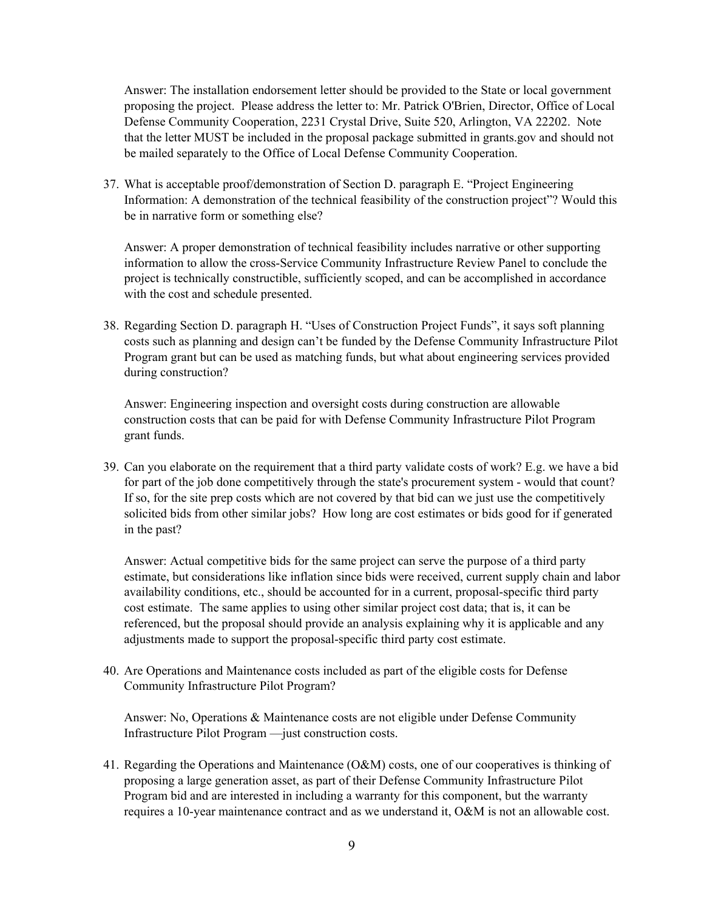Answer: The installation endorsement letter should be provided to the State or local government proposing the project. Please address the letter to: Mr. Patrick O'Brien, Director, Office of Local Defense Community Cooperation, 2231 Crystal Drive, Suite 520, Arlington, VA 22202. Note that the letter MUST be included in the proposal package submitted in grants.gov and should not be mailed separately to the Office of Local Defense Community Cooperation.

37. What is acceptable proof/demonstration of Section D. paragraph E. "Project Engineering Information: A demonstration of the technical feasibility of the construction project"? Would this be in narrative form or something else?

    Answer: A proper demonstration of technical feasibility includes narrative or other supporting information to allow the cross-Service Community Infrastructure Review Panel to conclude the project is technically constructible, sufficiently scoped, and can be accomplished in accordance with the cost and schedule presented.

38. Regarding Section D. paragraph H. "Uses of Construction Project Funds", it says soft planning costs such as planning and design can't be funded by the Defense Community Infrastructure Pilot Program grant but can be used as matching funds, but what about engineering services provided during construction?

    Answer: Engineering inspection and oversight costs during construction are allowable construction costs that can be paid for with Defense Community Infrastructure Pilot Program grant funds.

39. Can you elaborate on the requirement that a third party validate costs of work? E.g. we have a bid for part of the job done competitively through the state's procurement system - would that count? If so, for the site prep costs which are not covered by that bid can we just use the competitively solicited bids from other similar jobs? How long are cost estimates or bids good for if generated in the past?

    Answer: Actual competitive bids for the same project can serve the purpose of a third party estimate, but considerations like inflation since bids were received, current supply chain and labor availability conditions, etc., should be accounted for in a current, proposal-specific third party cost estimate. The same applies to using other similar project cost data; that is, it can be referenced, but the proposal should provide an analysis explaining why it is applicable and any adjustments made to support the proposal-specific third party cost estimate.

40. Are Operations and Maintenance costs included as part of the eligible costs for Defense Community Infrastructure Pilot Program?

    Answer: No, Operations & Maintenance costs are not eligible under Defense Community Infrastructure Pilot Program —just construction costs.

41. Regarding the Operations and Maintenance (O&M) costs, one of our cooperatives is thinking of proposing a large generation asset, as part of their Defense Community Infrastructure Pilot Program bid and are interested in including a warranty for this component, but the warranty requires a 10-year maintenance contract and as we understand it, O&M is not an allowable cost.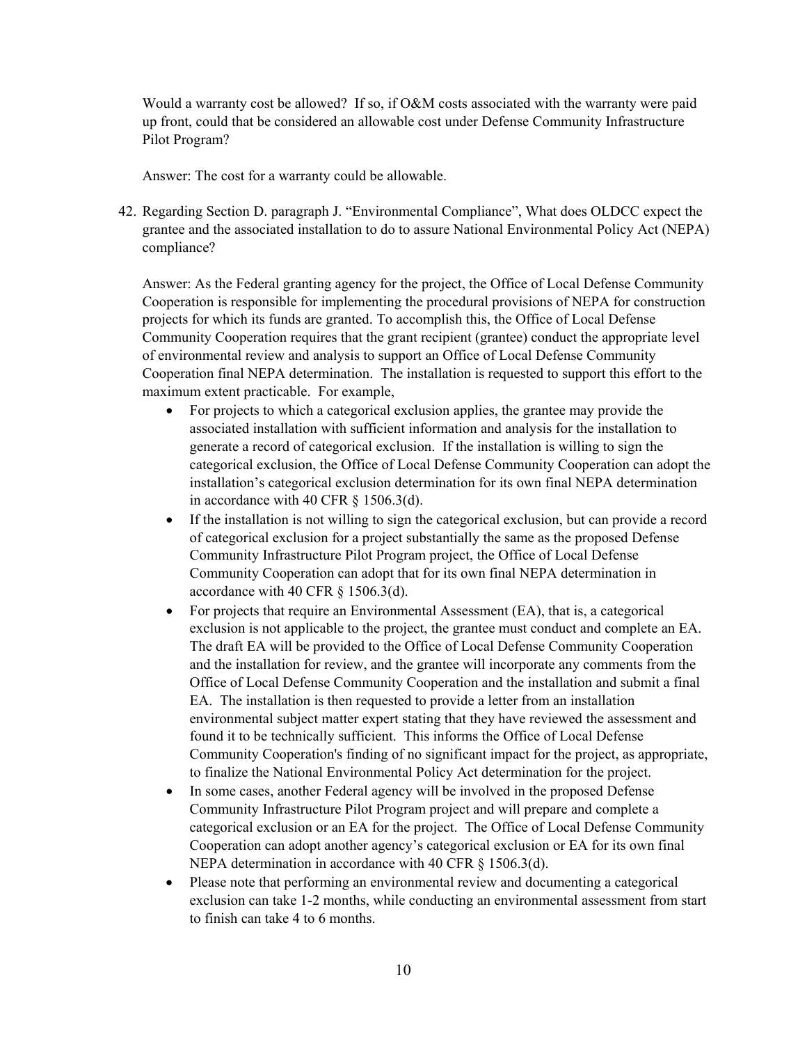Would a warranty cost be allowed? If so, if O&M costs associated with the warranty were paid up front, could that be considered an allowable cost under Defense Community Infrastructure Pilot Program?

Answer: The cost for a warranty could be allowable.

42. Regarding Section D. paragraph J. "Environmental Compliance", What does OLDCC expect the grantee and the associated installation to do to assure National Environmental Policy Act (NEPA) compliance?

    Answer: As the Federal granting agency for the project, the Office of Local Defense Community Cooperation is responsible for implementing the procedural provisions of NEPA for construction projects for which its funds are granted. To accomplish this, the Office of Local Defense Community Cooperation requires that the grant recipient (grantee) conduct the appropriate level of environmental review and analysis to support an Office of Local Defense Community Cooperation final NEPA determination. The installation is requested to support this effort to the maximum extent practicable. For example,

    - For projects to which a categorical exclusion applies, the grantee may provide the associated installation with sufficient information and analysis for the installation to generate a record of categorical exclusion. If the installation is willing to sign the categorical exclusion, the Office of Local Defense Community Cooperation can adopt the installation's categorical exclusion determination for its own final NEPA determination in accordance with 40 CFR § 1506.3(d).
    - If the installation is not willing to sign the categorical exclusion, but can provide a record of categorical exclusion for a project substantially the same as the proposed Defense Community Infrastructure Pilot Program project, the Office of Local Defense Community Cooperation can adopt that for its own final NEPA determination in accordance with 40 CFR § 1506.3(d).
    - For projects that require an Environmental Assessment (EA), that is, a categorical exclusion is not applicable to the project, the grantee must conduct and complete an EA. The draft EA will be provided to the Office of Local Defense Community Cooperation and the installation for review, and the grantee will incorporate any comments from the Office of Local Defense Community Cooperation and the installation and submit a final EA. The installation is then requested to provide a letter from an installation environmental subject matter expert stating that they have reviewed the assessment and found it to be technically sufficient. This informs the Office of Local Defense Community Cooperation's finding of no significant impact for the project, as appropriate, to finalize the National Environmental Policy Act determination for the project.
    - In some cases, another Federal agency will be involved in the proposed Defense Community Infrastructure Pilot Program project and will prepare and complete a categorical exclusion or an EA for the project. The Office of Local Defense Community Cooperation can adopt another agency's categorical exclusion or EA for its own final NEPA determination in accordance with 40 CFR § 1506.3(d).
    - Please note that performing an environmental review and documenting a categorical exclusion can take 1-2 months, while conducting an environmental assessment from start to finish can take 4 to 6 months.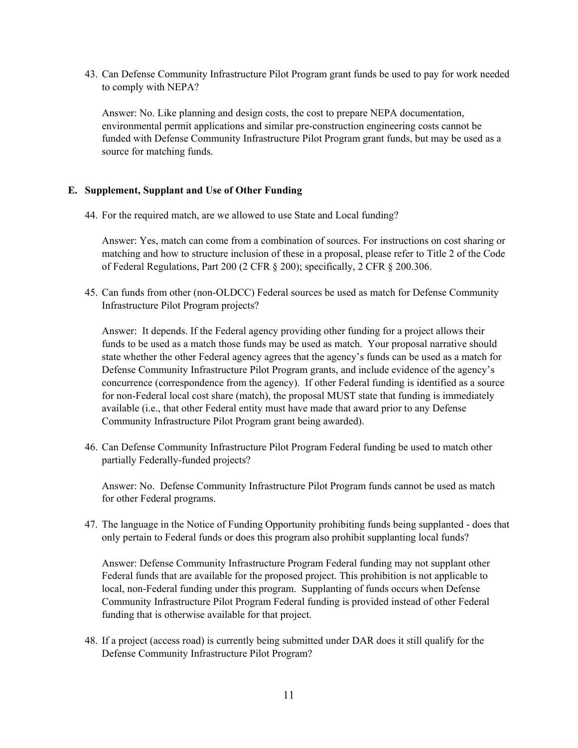43. Can Defense Community Infrastructure Pilot Program grant funds be used to pay for work needed to comply with NEPA?

    Answer: No. Like planning and design costs, the cost to prepare NEPA documentation, environmental permit applications and similar pre-construction engineering costs cannot be funded with Defense Community Infrastructure Pilot Program grant funds, but may be used as a source for matching funds.

**E. Supplement, Supplant and Use of Other Funding**

44. For the required match, are we allowed to use State and Local funding?

    Answer: Yes, match can come from a combination of sources. For instructions on cost sharing or matching and how to structure inclusion of these in a proposal, please refer to Title 2 of the Code of Federal Regulations, Part 200 (2 CFR § 200); specifically, 2 CFR § 200.306.

45. Can funds from other (non-OLDCC) Federal sources be used as match for Defense Community Infrastructure Pilot Program projects?

    Answer: It depends. If the Federal agency providing other funding for a project allows their funds to be used as a match those funds may be used as match. Your proposal narrative should state whether the other Federal agency agrees that the agency's funds can be used as a match for Defense Community Infrastructure Pilot Program grants, and include evidence of the agency's concurrence (correspondence from the agency). If other Federal funding is identified as a source for non-Federal local cost share (match), the proposal MUST state that funding is immediately available (i.e., that other Federal entity must have made that award prior to any Defense Community Infrastructure Pilot Program grant being awarded).

46. Can Defense Community Infrastructure Pilot Program Federal funding be used to match other partially Federally-funded projects?

    Answer: No. Defense Community Infrastructure Pilot Program funds cannot be used as match for other Federal programs.

47. The language in the Notice of Funding Opportunity prohibiting funds being supplanted - does that only pertain to Federal funds or does this program also prohibit supplanting local funds?

    Answer: Defense Community Infrastructure Program Federal funding may not supplant other Federal funds that are available for the proposed project. This prohibition is not applicable to local, non-Federal funding under this program. Supplanting of funds occurs when Defense Community Infrastructure Pilot Program Federal funding is provided instead of other Federal funding that is otherwise available for that project.

48. If a project (access road) is currently being submitted under DAR does it still qualify for the Defense Community Infrastructure Pilot Program?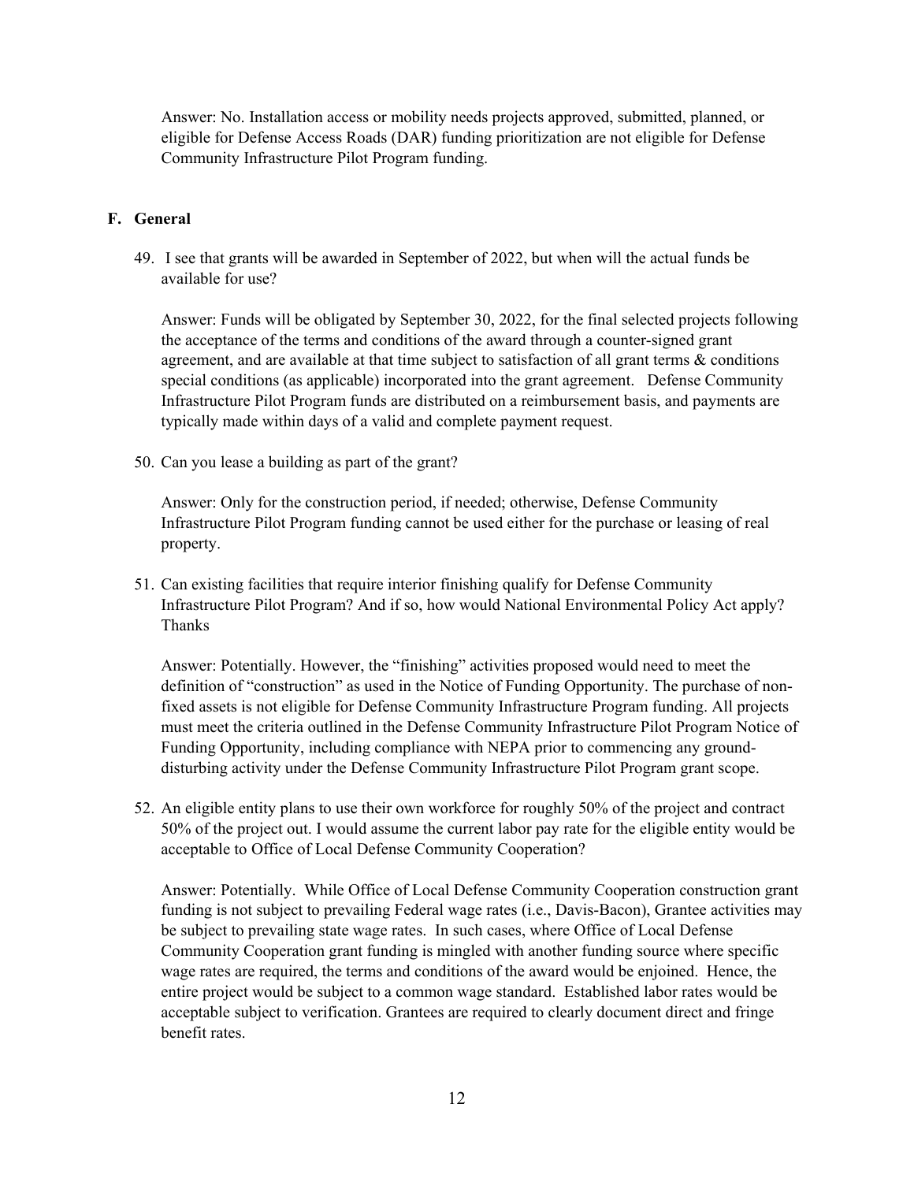Answer: No. Installation access or mobility needs projects approved, submitted, planned, or eligible for Defense Access Roads (DAR) funding prioritization are not eligible for Defense Community Infrastructure Pilot Program funding.

## F. General

49. I see that grants will be awarded in September of 2022, but when will the actual funds be available for use?

    Answer: Funds will be obligated by September 30, 2022, for the final selected projects following the acceptance of the terms and conditions of the award through a counter-signed grant agreement, and are available at that time subject to satisfaction of all grant terms & conditions special conditions (as applicable) incorporated into the grant agreement. Defense Community Infrastructure Pilot Program funds are distributed on a reimbursement basis, and payments are typically made within days of a valid and complete payment request.

50. Can you lease a building as part of the grant?

    Answer: Only for the construction period, if needed; otherwise, Defense Community Infrastructure Pilot Program funding cannot be used either for the purchase or leasing of real property.

51. Can existing facilities that require interior finishing qualify for Defense Community Infrastructure Pilot Program? And if so, how would National Environmental Policy Act apply? Thanks

    Answer: Potentially. However, the "finishing" activities proposed would need to meet the definition of "construction" as used in the Notice of Funding Opportunity. The purchase of non-fixed assets is not eligible for Defense Community Infrastructure Program funding. All projects must meet the criteria outlined in the Defense Community Infrastructure Pilot Program Notice of Funding Opportunity, including compliance with NEPA prior to commencing any ground-disturbing activity under the Defense Community Infrastructure Pilot Program grant scope.

52. An eligible entity plans to use their own workforce for roughly 50% of the project and contract 50% of the project out. I would assume the current labor pay rate for the eligible entity would be acceptable to Office of Local Defense Community Cooperation?

    Answer: Potentially. While Office of Local Defense Community Cooperation construction grant funding is not subject to prevailing Federal wage rates (i.e., Davis-Bacon), Grantee activities may be subject to prevailing state wage rates. In such cases, where Office of Local Defense Community Cooperation grant funding is mingled with another funding source where specific wage rates are required, the terms and conditions of the award would be enjoined. Hence, the entire project would be subject to a common wage standard. Established labor rates would be acceptable subject to verification. Grantees are required to clearly document direct and fringe benefit rates.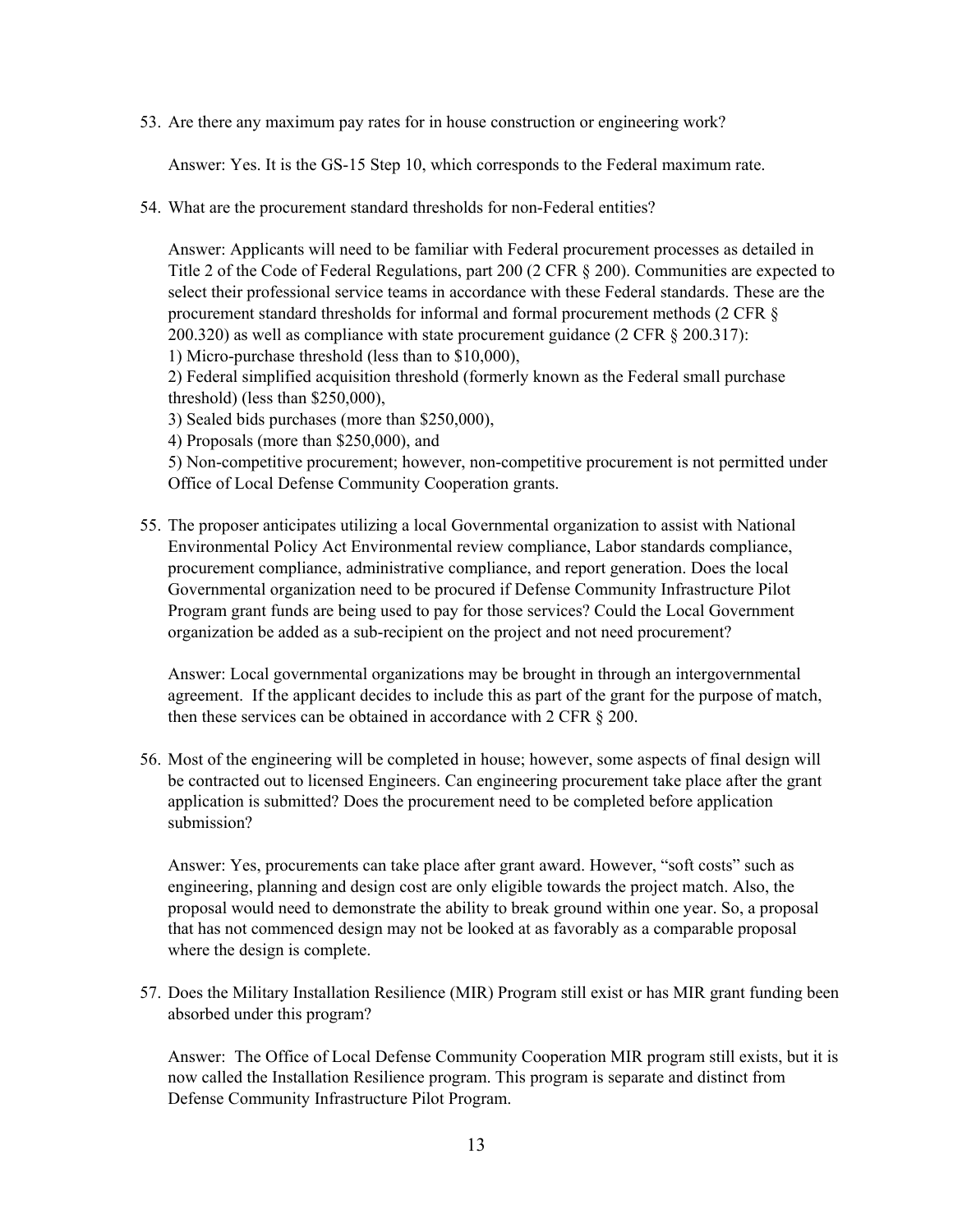53. Are there any maximum pay rates for in house construction or engineering work?

    Answer: Yes. It is the GS-15 Step 10, which corresponds to the Federal maximum rate.

54. What are the procurement standard thresholds for non-Federal entities?

    Answer: Applicants will need to be familiar with Federal procurement processes as detailed in Title 2 of the Code of Federal Regulations, part 200 (2 CFR § 200). Communities are expected to select their professional service teams in accordance with these Federal standards. These are the procurement standard thresholds for informal and formal procurement methods (2 CFR § 200.320) as well as compliance with state procurement guidance (2 CFR § 200.317):
    1) Micro-purchase threshold (less than to $10,000),
    2) Federal simplified acquisition threshold (formerly known as the Federal small purchase threshold) (less than $250,000),
    3) Sealed bids purchases (more than $250,000),
    4) Proposals (more than $250,000), and
    5) Non-competitive procurement; however, non-competitive procurement is not permitted under Office of Local Defense Community Cooperation grants.

55. The proposer anticipates utilizing a local Governmental organization to assist with National Environmental Policy Act Environmental review compliance, Labor standards compliance, procurement compliance, administrative compliance, and report generation. Does the local Governmental organization need to be procured if Defense Community Infrastructure Pilot Program grant funds are being used to pay for those services? Could the Local Government organization be added as a sub-recipient on the project and not need procurement?

    Answer: Local governmental organizations may be brought in through an intergovernmental agreement. If the applicant decides to include this as part of the grant for the purpose of match, then these services can be obtained in accordance with 2 CFR § 200.

56. Most of the engineering will be completed in house; however, some aspects of final design will be contracted out to licensed Engineers. Can engineering procurement take place after the grant application is submitted? Does the procurement need to be completed before application submission?

    Answer: Yes, procurements can take place after grant award. However, "soft costs" such as engineering, planning and design cost are only eligible towards the project match. Also, the proposal would need to demonstrate the ability to break ground within one year. So, a proposal that has not commenced design may not be looked at as favorably as a comparable proposal where the design is complete.

57. Does the Military Installation Resilience (MIR) Program still exist or has MIR grant funding been absorbed under this program?

    Answer: The Office of Local Defense Community Cooperation MIR program still exists, but it is now called the Installation Resilience program. This program is separate and distinct from Defense Community Infrastructure Pilot Program.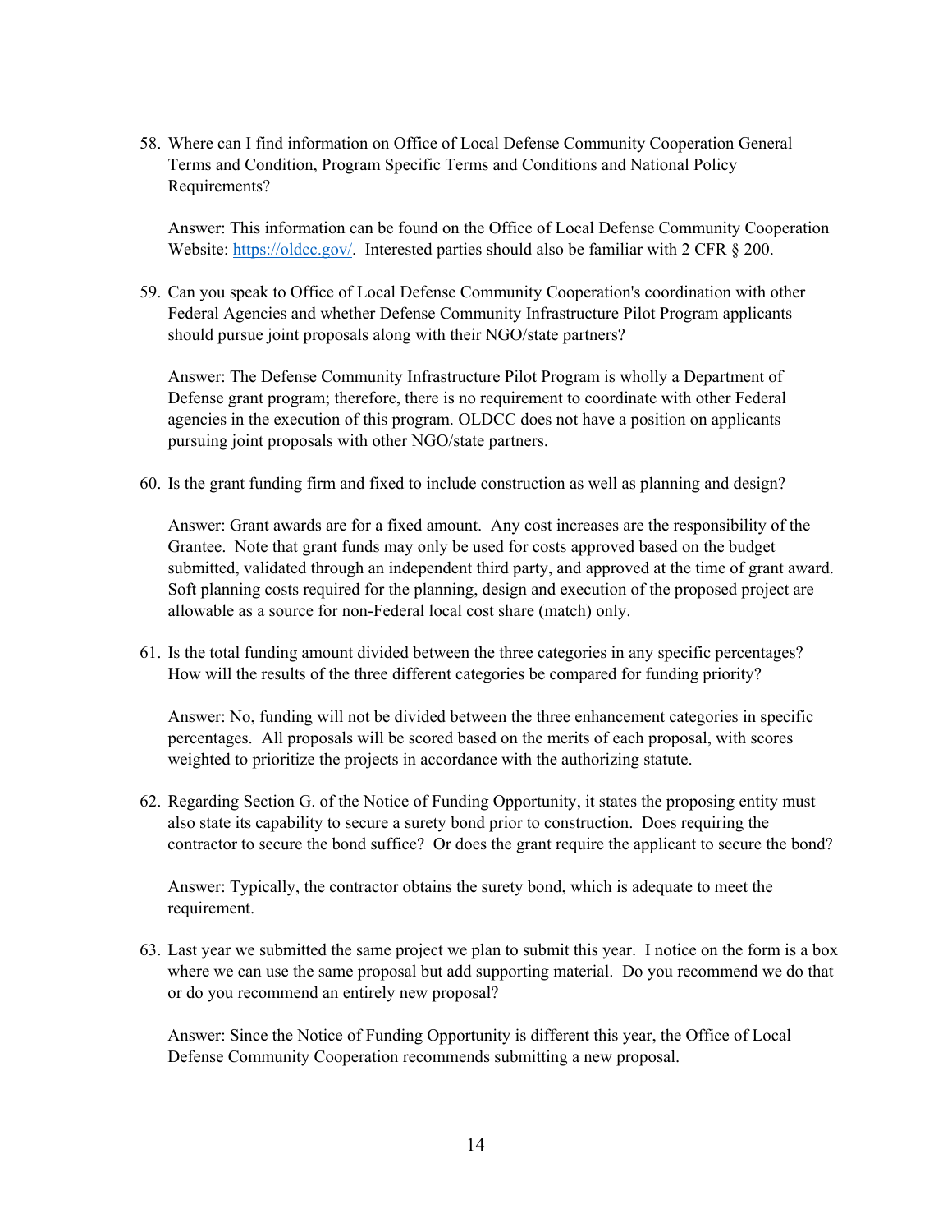58. Where can I find information on Office of Local Defense Community Cooperation General Terms and Condition, Program Specific Terms and Conditions and National Policy Requirements?

    Answer: This information can be found on the Office of Local Defense Community Cooperation Website: [https://oldcc.gov/](https://oldcc.gov/). Interested parties should also be familiar with 2 CFR § 200.

59. Can you speak to Office of Local Defense Community Cooperation's coordination with other Federal Agencies and whether Defense Community Infrastructure Pilot Program applicants should pursue joint proposals along with their NGO/state partners?

    Answer: The Defense Community Infrastructure Pilot Program is wholly a Department of Defense grant program; therefore, there is no requirement to coordinate with other Federal agencies in the execution of this program. OLDCC does not have a position on applicants pursuing joint proposals with other NGO/state partners.

60. Is the grant funding firm and fixed to include construction as well as planning and design?

    Answer: Grant awards are for a fixed amount. Any cost increases are the responsibility of the Grantee. Note that grant funds may only be used for costs approved based on the budget submitted, validated through an independent third party, and approved at the time of grant award. Soft planning costs required for the planning, design and execution of the proposed project are allowable as a source for non-Federal local cost share (match) only.

61. Is the total funding amount divided between the three categories in any specific percentages? How will the results of the three different categories be compared for funding priority?

    Answer: No, funding will not be divided between the three enhancement categories in specific percentages. All proposals will be scored based on the merits of each proposal, with scores weighted to prioritize the projects in accordance with the authorizing statute.

62. Regarding Section G. of the Notice of Funding Opportunity, it states the proposing entity must also state its capability to secure a surety bond prior to construction. Does requiring the contractor to secure the bond suffice? Or does the grant require the applicant to secure the bond?

    Answer: Typically, the contractor obtains the surety bond, which is adequate to meet the requirement.

63. Last year we submitted the same project we plan to submit this year. I notice on the form is a box where we can use the same proposal but add supporting material. Do you recommend we do that or do you recommend an entirely new proposal?

    Answer: Since the Notice of Funding Opportunity is different this year, the Office of Local Defense Community Cooperation recommends submitting a new proposal.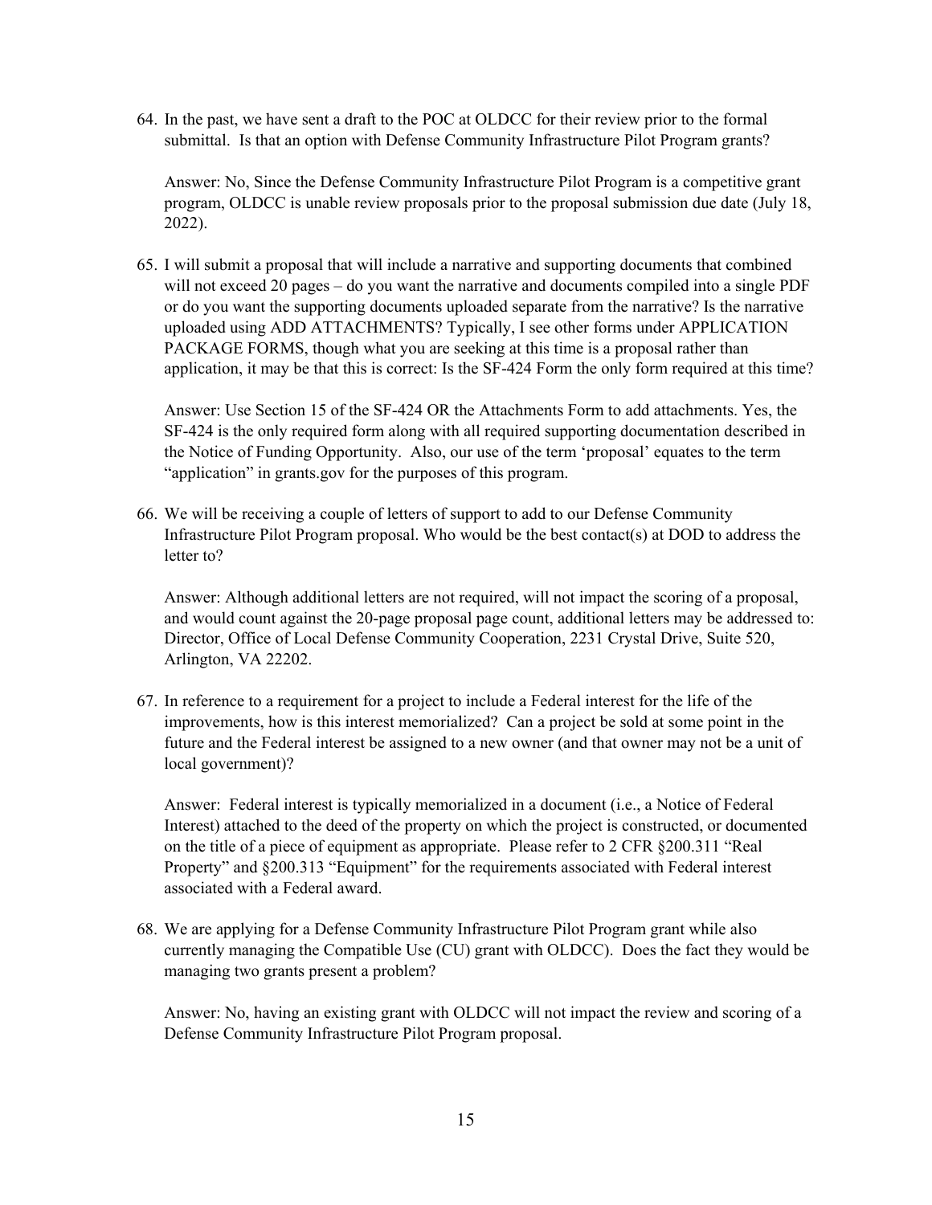64. In the past, we have sent a draft to the POC at OLDCC for their review prior to the formal submittal. Is that an option with Defense Community Infrastructure Pilot Program grants?

    Answer: No, Since the Defense Community Infrastructure Pilot Program is a competitive grant program, OLDCC is unable review proposals prior to the proposal submission due date (July 18, 2022).

65. I will submit a proposal that will include a narrative and supporting documents that combined will not exceed 20 pages – do you want the narrative and documents compiled into a single PDF or do you want the supporting documents uploaded separate from the narrative? Is the narrative uploaded using ADD ATTACHMENTS? Typically, I see other forms under APPLICATION PACKAGE FORMS, though what you are seeking at this time is a proposal rather than application, it may be that this is correct: Is the SF-424 Form the only form required at this time?

    Answer: Use Section 15 of the SF-424 OR the Attachments Form to add attachments. Yes, the SF-424 is the only required form along with all required supporting documentation described in the Notice of Funding Opportunity. Also, our use of the term 'proposal' equates to the term "application" in grants.gov for the purposes of this program.

66. We will be receiving a couple of letters of support to add to our Defense Community Infrastructure Pilot Program proposal. Who would be the best contact(s) at DOD to address the letter to?

    Answer: Although additional letters are not required, will not impact the scoring of a proposal, and would count against the 20-page proposal page count, additional letters may be addressed to: Director, Office of Local Defense Community Cooperation, 2231 Crystal Drive, Suite 520, Arlington, VA 22202.

67. In reference to a requirement for a project to include a Federal interest for the life of the improvements, how is this interest memorialized? Can a project be sold at some point in the future and the Federal interest be assigned to a new owner (and that owner may not be a unit of local government)?

    Answer: Federal interest is typically memorialized in a document (i.e., a Notice of Federal Interest) attached to the deed of the property on which the project is constructed, or documented on the title of a piece of equipment as appropriate. Please refer to 2 CFR §200.311 "Real Property" and §200.313 "Equipment" for the requirements associated with Federal interest associated with a Federal award.

68. We are applying for a Defense Community Infrastructure Pilot Program grant while also currently managing the Compatible Use (CU) grant with OLDCC). Does the fact they would be managing two grants present a problem?

    Answer: No, having an existing grant with OLDCC will not impact the review and scoring of a Defense Community Infrastructure Pilot Program proposal.